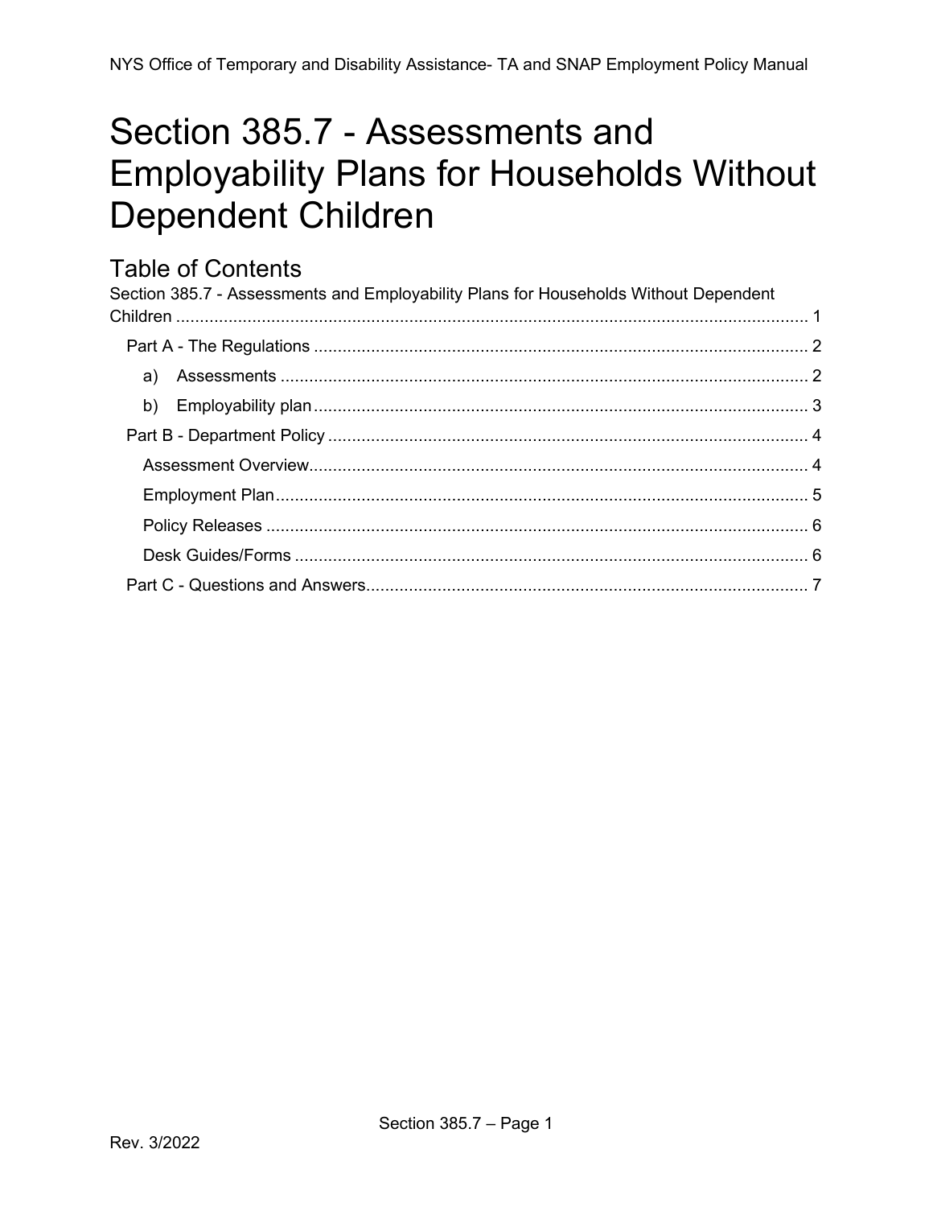# Section 385.7 - Assessments and Employability Plans for Households Without Dependent Children

## Table of Contents

Section 385.7 - Assessments and Employability Plans for Households Without Dependent Children ........ 1

- Part A - The Regulations ........ 2
  - a) Assessments ........ 2
  - b) Employability plan ........ 3
- Part B - Department Policy ........ 4
  - Assessment Overview ........ 4
  - Employment Plan ........ 5
  - Policy Releases ........ 6
  - Desk Guides/Forms ........ 6
- Part C - Questions and Answers ........ 7

Rev. 3/2022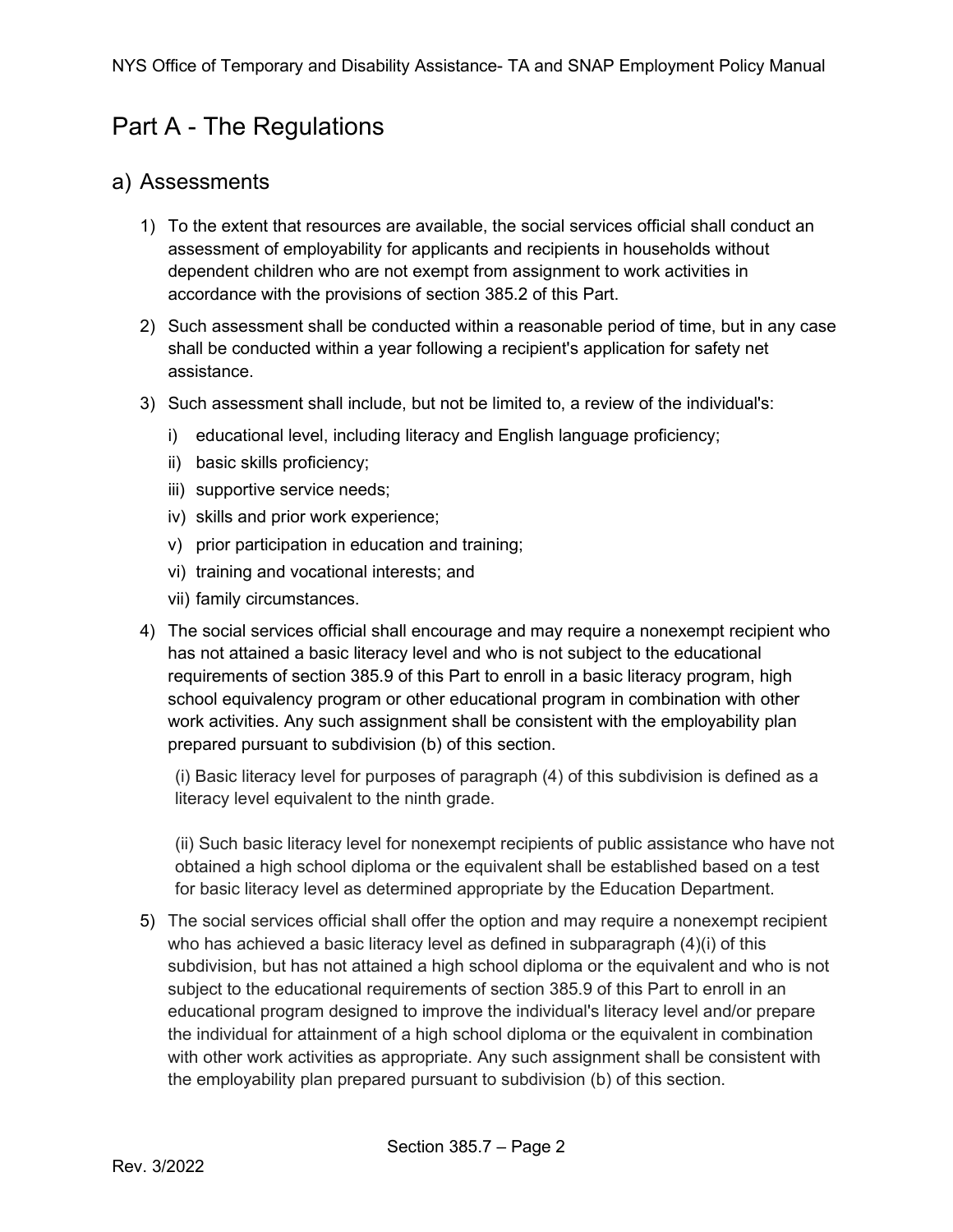# Part A - The Regulations

## a) Assessments

1) To the extent that resources are available, the social services official shall conduct an assessment of employability for applicants and recipients in households without dependent children who are not exempt from assignment to work activities in accordance with the provisions of section 385.2 of this Part.

2) Such assessment shall be conducted within a reasonable period of time, but in any case shall be conducted within a year following a recipient's application for safety net assistance.

3) Such assessment shall include, but not be limited to, a review of the individual's:

   i) educational level, including literacy and English language proficiency;

   ii) basic skills proficiency;

   iii) supportive service needs;

   iv) skills and prior work experience;

   v) prior participation in education and training;

   vi) training and vocational interests; and

   vii) family circumstances.

4) The social services official shall encourage and may require a nonexempt recipient who has not attained a basic literacy level and who is not subject to the educational requirements of section 385.9 of this Part to enroll in a basic literacy program, high school equivalency program or other educational program in combination with other work activities. Any such assignment shall be consistent with the employability plan prepared pursuant to subdivision (b) of this section.

   (i) Basic literacy level for purposes of paragraph (4) of this subdivision is defined as a literacy level equivalent to the ninth grade.

   (ii) Such basic literacy level for nonexempt recipients of public assistance who have not obtained a high school diploma or the equivalent shall be established based on a test for basic literacy level as determined appropriate by the Education Department.

5) The social services official shall offer the option and may require a nonexempt recipient who has achieved a basic literacy level as defined in subparagraph (4)(i) of this subdivision, but has not attained a high school diploma or the equivalent and who is not subject to the educational requirements of section 385.9 of this Part to enroll in an educational program designed to improve the individual's literacy level and/or prepare the individual for attainment of a high school diploma or the equivalent in combination with other work activities as appropriate. Any such assignment shall be consistent with the employability plan prepared pursuant to subdivision (b) of this section.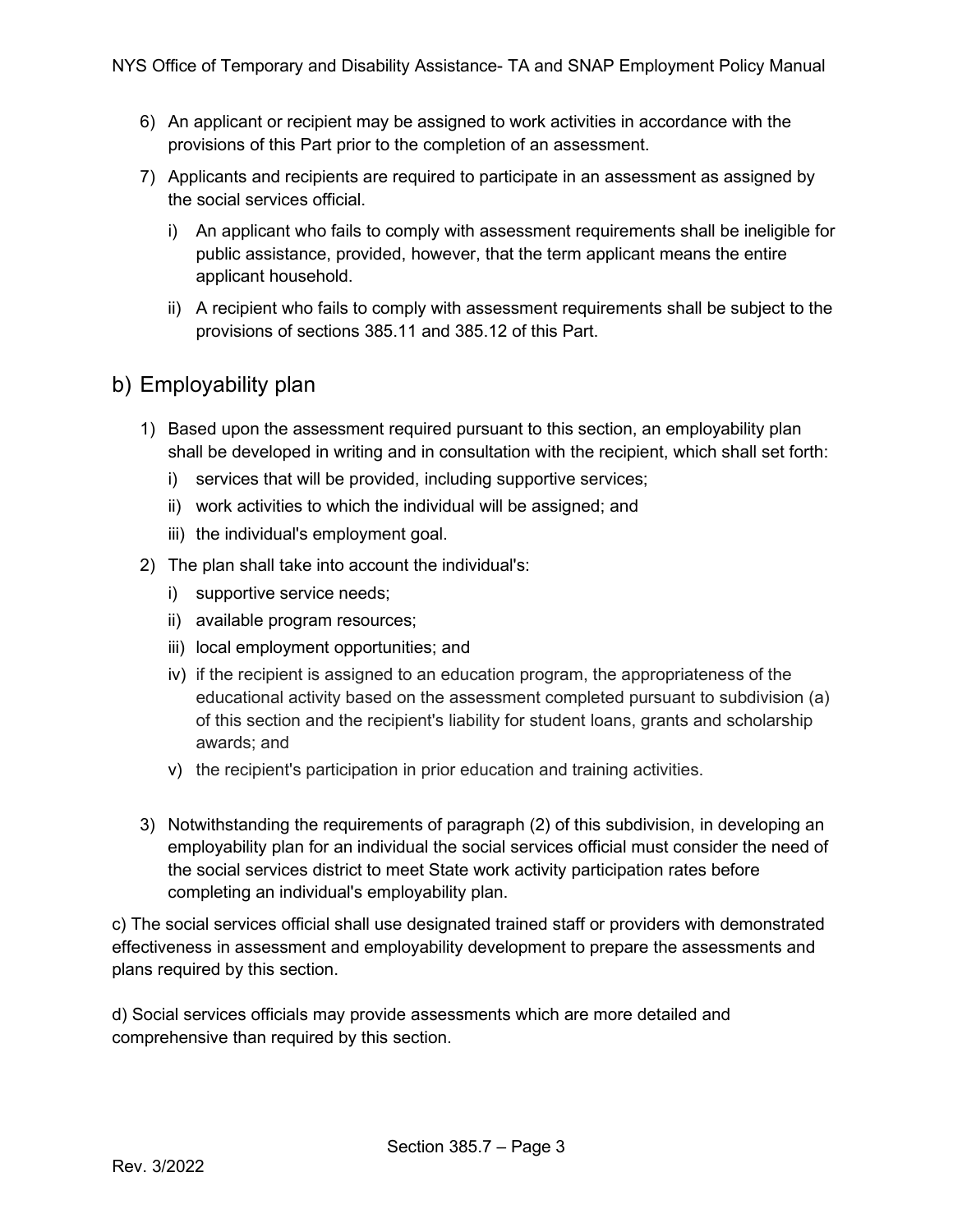6) An applicant or recipient may be assigned to work activities in accordance with the provisions of this Part prior to the completion of an assessment.

7) Applicants and recipients are required to participate in an assessment as assigned by the social services official.

   i) An applicant who fails to comply with assessment requirements shall be ineligible for public assistance, provided, however, that the term applicant means the entire applicant household.

   ii) A recipient who fails to comply with assessment requirements shall be subject to the provisions of sections 385.11 and 385.12 of this Part.

## b) Employability plan

1) Based upon the assessment required pursuant to this section, an employability plan shall be developed in writing and in consultation with the recipient, which shall set forth:

   i) services that will be provided, including supportive services;

   ii) work activities to which the individual will be assigned; and

   iii) the individual's employment goal.

2) The plan shall take into account the individual's:

   i) supportive service needs;

   ii) available program resources;

   iii) local employment opportunities; and

   iv) if the recipient is assigned to an education program, the appropriateness of the educational activity based on the assessment completed pursuant to subdivision (a) of this section and the recipient's liability for student loans, grants and scholarship awards; and

   v) the recipient's participation in prior education and training activities.

3) Notwithstanding the requirements of paragraph (2) of this subdivision, in developing an employability plan for an individual the social services official must consider the need of the social services district to meet State work activity participation rates before completing an individual's employability plan.

c) The social services official shall use designated trained staff or providers with demonstrated effectiveness in assessment and employability development to prepare the assessments and plans required by this section.

d) Social services officials may provide assessments which are more detailed and comprehensive than required by this section.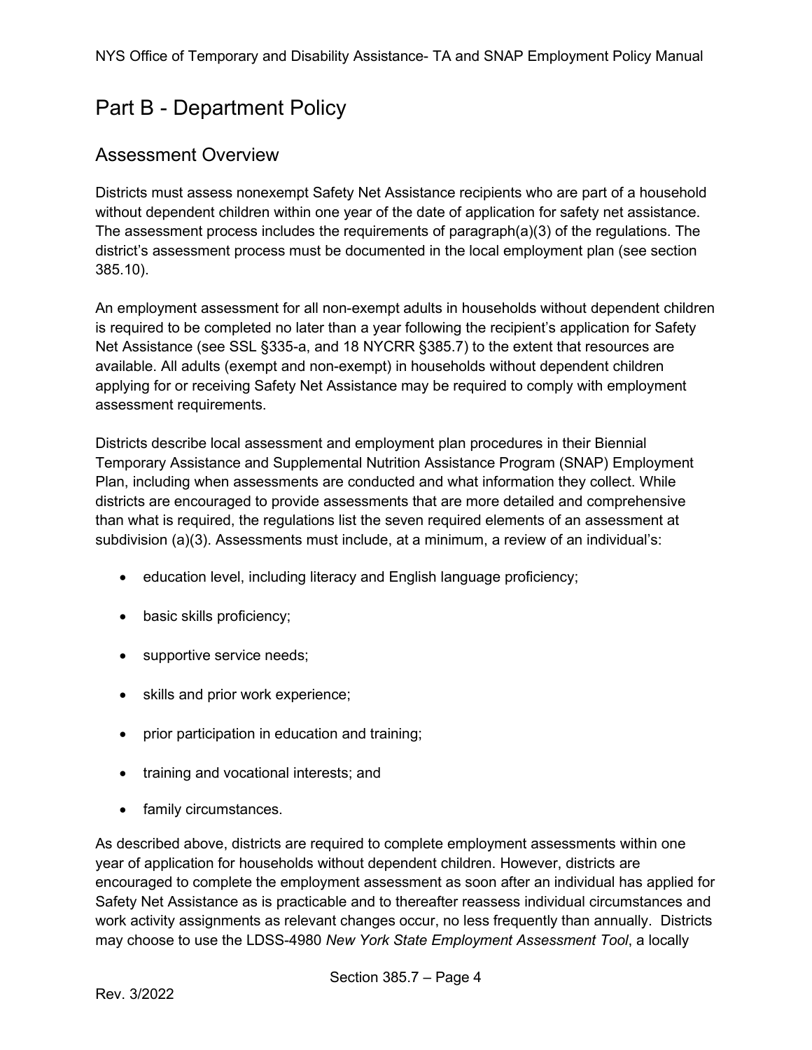# Part B - Department Policy

## Assessment Overview

Districts must assess nonexempt Safety Net Assistance recipients who are part of a household without dependent children within one year of the date of application for safety net assistance. The assessment process includes the requirements of paragraph(a)(3) of the regulations. The district's assessment process must be documented in the local employment plan (see section 385.10).

An employment assessment for all non-exempt adults in households without dependent children is required to be completed no later than a year following the recipient's application for Safety Net Assistance (see SSL §335-a, and 18 NYCRR §385.7) to the extent that resources are available. All adults (exempt and non-exempt) in households without dependent children applying for or receiving Safety Net Assistance may be required to comply with employment assessment requirements.

Districts describe local assessment and employment plan procedures in their Biennial Temporary Assistance and Supplemental Nutrition Assistance Program (SNAP) Employment Plan, including when assessments are conducted and what information they collect. While districts are encouraged to provide assessments that are more detailed and comprehensive than what is required, the regulations list the seven required elements of an assessment at subdivision (a)(3). Assessments must include, at a minimum, a review of an individual's:

- education level, including literacy and English language proficiency;
- basic skills proficiency;
- supportive service needs;
- skills and prior work experience;
- prior participation in education and training;
- training and vocational interests; and
- family circumstances.

As described above, districts are required to complete employment assessments within one year of application for households without dependent children. However, districts are encouraged to complete the employment assessment as soon after an individual has applied for Safety Net Assistance as is practicable and to thereafter reassess individual circumstances and work activity assignments as relevant changes occur, no less frequently than annually. Districts may choose to use the LDSS-4980 *New York State Employment Assessment Tool*, a locally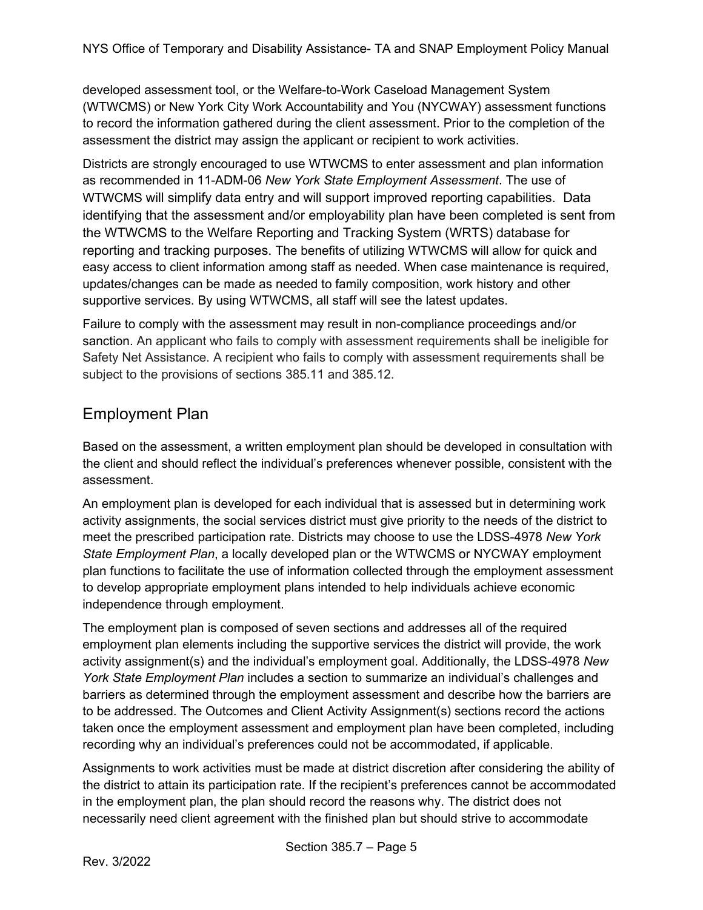developed assessment tool, or the Welfare-to-Work Caseload Management System (WTWCMS) or New York City Work Accountability and You (NYCWAY) assessment functions to record the information gathered during the client assessment. Prior to the completion of the assessment the district may assign the applicant or recipient to work activities.

Districts are strongly encouraged to use WTWCMS to enter assessment and plan information as recommended in 11-ADM-06 *New York State Employment Assessment*. The use of WTWCMS will simplify data entry and will support improved reporting capabilities. Data identifying that the assessment and/or employability plan have been completed is sent from the WTWCMS to the Welfare Reporting and Tracking System (WRTS) database for reporting and tracking purposes. The benefits of utilizing WTWCMS will allow for quick and easy access to client information among staff as needed. When case maintenance is required, updates/changes can be made as needed to family composition, work history and other supportive services. By using WTWCMS, all staff will see the latest updates.

Failure to comply with the assessment may result in non-compliance proceedings and/or sanction. An applicant who fails to comply with assessment requirements shall be ineligible for Safety Net Assistance. A recipient who fails to comply with assessment requirements shall be subject to the provisions of sections 385.11 and 385.12.

## Employment Plan

Based on the assessment, a written employment plan should be developed in consultation with the client and should reflect the individual's preferences whenever possible, consistent with the assessment.

An employment plan is developed for each individual that is assessed but in determining work activity assignments, the social services district must give priority to the needs of the district to meet the prescribed participation rate. Districts may choose to use the LDSS-4978 *New York State Employment Plan*, a locally developed plan or the WTWCMS or NYCWAY employment plan functions to facilitate the use of information collected through the employment assessment to develop appropriate employment plans intended to help individuals achieve economic independence through employment.

The employment plan is composed of seven sections and addresses all of the required employment plan elements including the supportive services the district will provide, the work activity assignment(s) and the individual's employment goal. Additionally, the LDSS-4978 *New York State Employment Plan* includes a section to summarize an individual's challenges and barriers as determined through the employment assessment and describe how the barriers are to be addressed. The Outcomes and Client Activity Assignment(s) sections record the actions taken once the employment assessment and employment plan have been completed, including recording why an individual's preferences could not be accommodated, if applicable.

Assignments to work activities must be made at district discretion after considering the ability of the district to attain its participation rate. If the recipient's preferences cannot be accommodated in the employment plan, the plan should record the reasons why. The district does not necessarily need client agreement with the finished plan but should strive to accommodate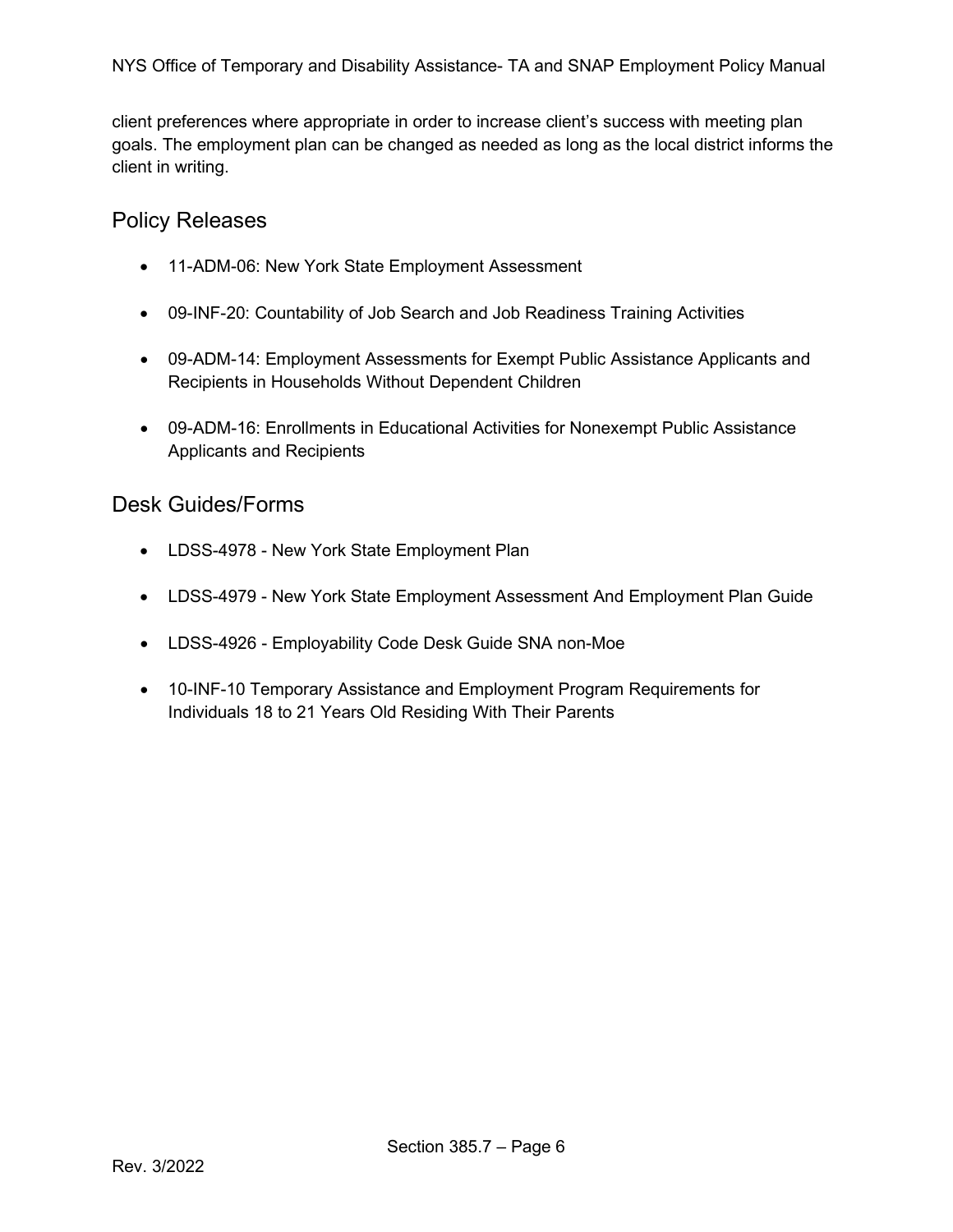client preferences where appropriate in order to increase client's success with meeting plan goals. The employment plan can be changed as needed as long as the local district informs the client in writing.

## Policy Releases

- 11-ADM-06: New York State Employment Assessment
- 09-INF-20: Countability of Job Search and Job Readiness Training Activities
- 09-ADM-14: Employment Assessments for Exempt Public Assistance Applicants and Recipients in Households Without Dependent Children
- 09-ADM-16: Enrollments in Educational Activities for Nonexempt Public Assistance Applicants and Recipients

## Desk Guides/Forms

- LDSS-4978 - New York State Employment Plan
- LDSS-4979 - New York State Employment Assessment And Employment Plan Guide
- LDSS-4926 - Employability Code Desk Guide SNA non-Moe
- 10-INF-10 Temporary Assistance and Employment Program Requirements for Individuals 18 to 21 Years Old Residing With Their Parents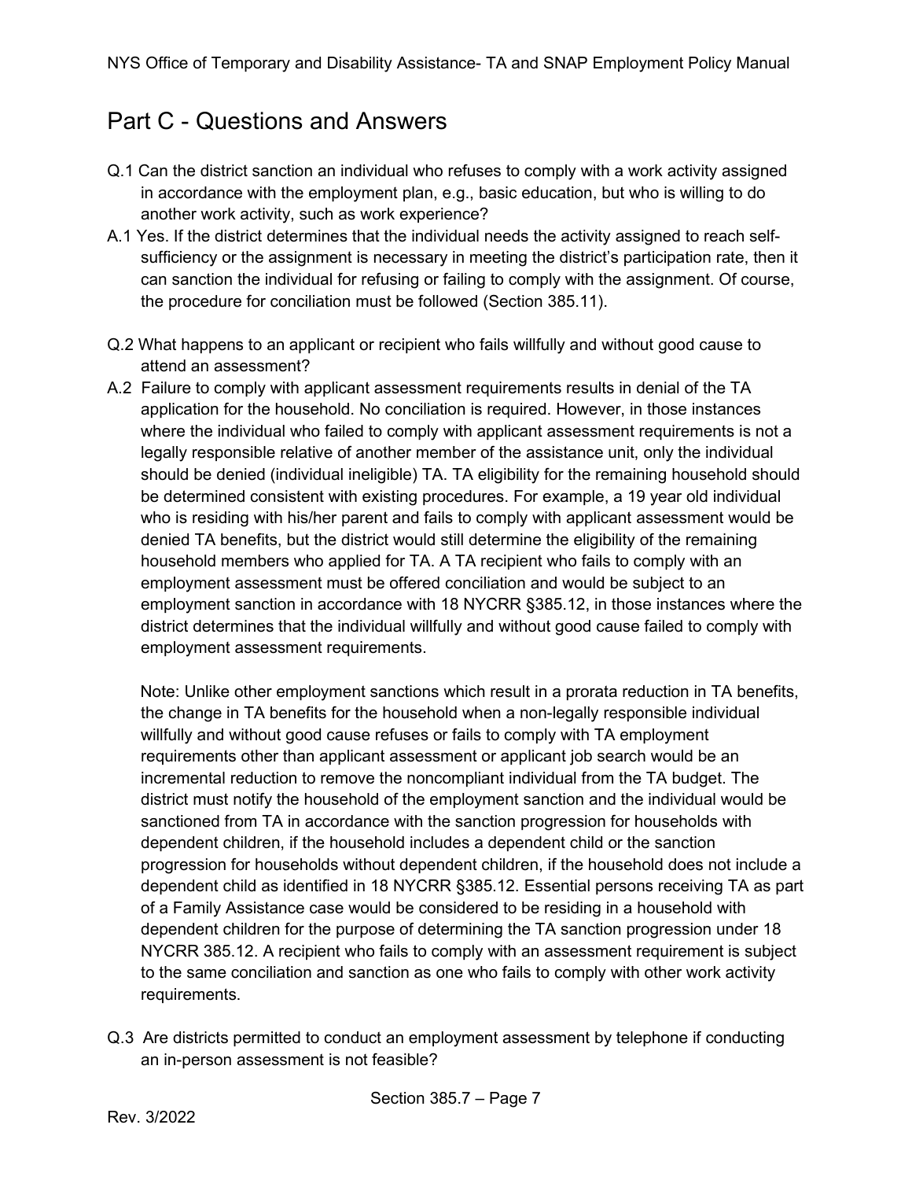## Part C - Questions and Answers

Q.1 Can the district sanction an individual who refuses to comply with a work activity assigned in accordance with the employment plan, e.g., basic education, but who is willing to do another work activity, such as work experience?

A.1 Yes. If the district determines that the individual needs the activity assigned to reach self-sufficiency or the assignment is necessary in meeting the district's participation rate, then it can sanction the individual for refusing or failing to comply with the assignment. Of course, the procedure for conciliation must be followed (Section 385.11).

Q.2 What happens to an applicant or recipient who fails willfully and without good cause to attend an assessment?

A.2 Failure to comply with applicant assessment requirements results in denial of the TA application for the household. No conciliation is required. However, in those instances where the individual who failed to comply with applicant assessment requirements is not a legally responsible relative of another member of the assistance unit, only the individual should be denied (individual ineligible) TA. TA eligibility for the remaining household should be determined consistent with existing procedures. For example, a 19 year old individual who is residing with his/her parent and fails to comply with applicant assessment would be denied TA benefits, but the district would still determine the eligibility of the remaining household members who applied for TA. A TA recipient who fails to comply with an employment assessment must be offered conciliation and would be subject to an employment sanction in accordance with 18 NYCRR §385.12, in those instances where the district determines that the individual willfully and without good cause failed to comply with employment assessment requirements.

Note: Unlike other employment sanctions which result in a prorata reduction in TA benefits, the change in TA benefits for the household when a non-legally responsible individual willfully and without good cause refuses or fails to comply with TA employment requirements other than applicant assessment or applicant job search would be an incremental reduction to remove the noncompliant individual from the TA budget. The district must notify the household of the employment sanction and the individual would be sanctioned from TA in accordance with the sanction progression for households with dependent children, if the household includes a dependent child or the sanction progression for households without dependent children, if the household does not include a dependent child as identified in 18 NYCRR §385.12. Essential persons receiving TA as part of a Family Assistance case would be considered to be residing in a household with dependent children for the purpose of determining the TA sanction progression under 18 NYCRR 385.12. A recipient who fails to comply with an assessment requirement is subject to the same conciliation and sanction as one who fails to comply with other work activity requirements.

Q.3 Are districts permitted to conduct an employment assessment by telephone if conducting an in-person assessment is not feasible?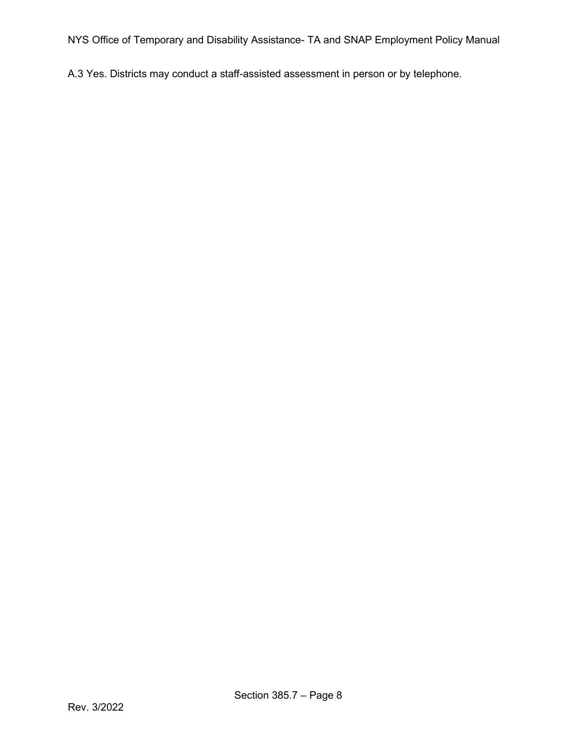A.3 Yes. Districts may conduct a staff-assisted assessment in person or by telephone.